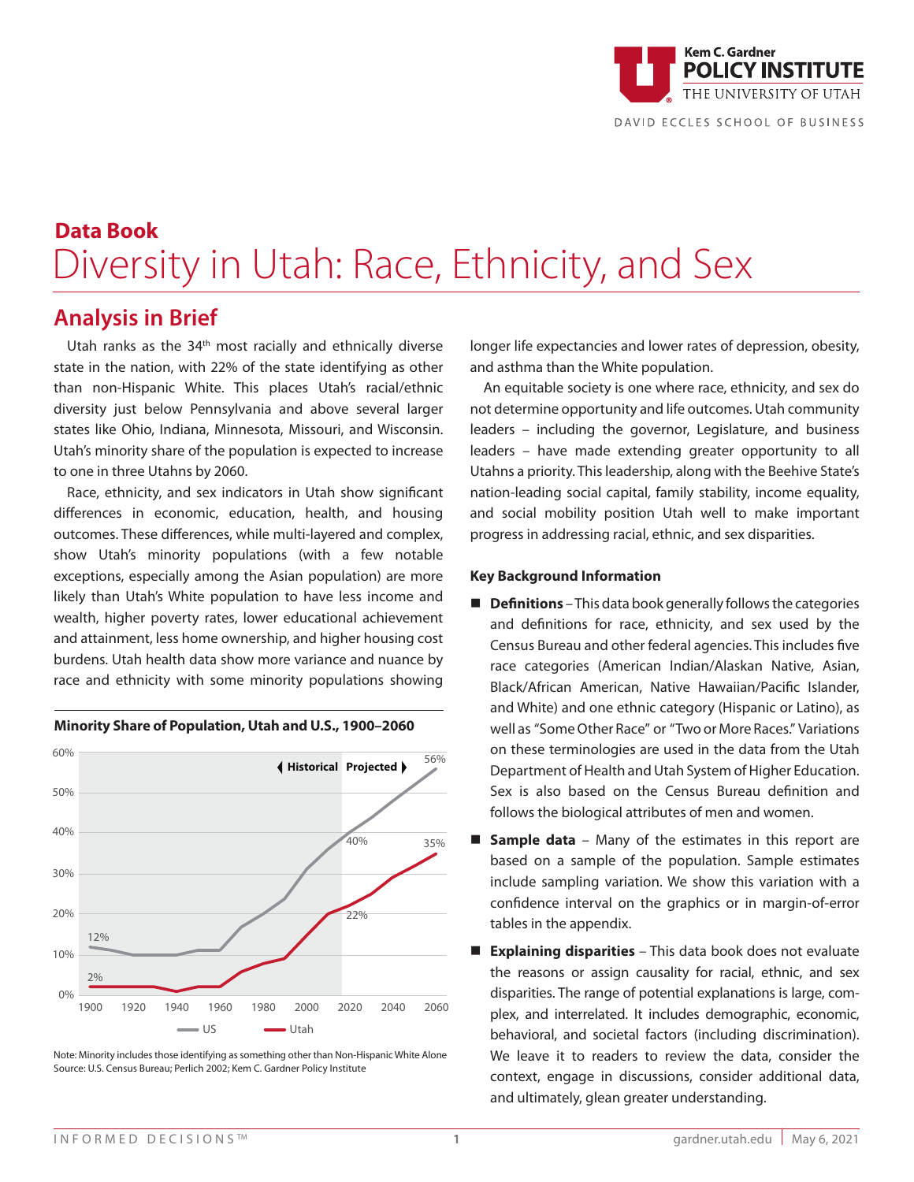Kem C. Gardner
**POLICY INSTITUTE**
THE UNIVERSITY OF UTAH

DAVID ECCLES SCHOOL OF BUSINESS

## Data Book

# Diversity in Utah: Race, Ethnicity, and Sex

## Analysis in Brief

Utah ranks as the 34th most racially and ethnically diverse state in the nation, with 22% of the state identifying as other than non-Hispanic White. This places Utah's racial/ethnic diversity just below Pennsylvania and above several larger states like Ohio, Indiana, Minnesota, Missouri, and Wisconsin. Utah's minority share of the population is expected to increase to one in three Utahns by 2060.

Race, ethnicity, and sex indicators in Utah show significant differences in economic, education, health, and housing outcomes. These differences, while multi-layered and complex, show Utah's minority populations (with a few notable exceptions, especially among the Asian population) are more likely than Utah's White population to have less income and wealth, higher poverty rates, lower educational achievement and attainment, less home ownership, and higher housing cost burdens. Utah health data show more variance and nuance by race and ethnicity with some minority populations showing longer life expectancies and lower rates of depression, obesity, and asthma than the White population.

**Minority Share of Population, Utah and U.S., 1900–2060**

Historical | Projected

| Year | US | Utah |
|---|---|---|
| 1900 | 12% | 2% |
| 2020 | 40% | 22% |
| 2060 | 56% | 35% |

Note: Minority includes those identifying as something other than Non-Hispanic White Alone
Source: U.S. Census Bureau; Perlich 2002; Kem C. Gardner Policy Institute

An equitable society is one where race, ethnicity, and sex do not determine opportunity and life outcomes. Utah community leaders – including the governor, Legislature, and business leaders – have made extending greater opportunity to all Utahns a priority. This leadership, along with the Beehive State's nation-leading social capital, family stability, income equality, and social mobility position Utah well to make important progress in addressing racial, ethnic, and sex disparities.

### Key Background Information

- **Definitions** – This data book generally follows the categories and definitions for race, ethnicity, and sex used by the Census Bureau and other federal agencies. This includes five race categories (American Indian/Alaskan Native, Asian, Black/African American, Native Hawaiian/Pacific Islander, and White) and one ethnic category (Hispanic or Latino), as well as "Some Other Race" or "Two or More Races." Variations on these terminologies are used in the data from the Utah Department of Health and Utah System of Higher Education. Sex is also based on the Census Bureau definition and follows the biological attributes of men and women.
- **Sample data** – Many of the estimates in this report are based on a sample of the population. Sample estimates include sampling variation. We show this variation with a confidence interval on the graphics or in margin-of-error tables in the appendix.
- **Explaining disparities** – This data book does not evaluate the reasons or assign causality for racial, ethnic, and sex disparities. The range of potential explanations is large, complex, and interrelated. It includes demographic, economic, behavioral, and societal factors (including discrimination). We leave it to readers to review the data, consider the context, engage in discussions, consider additional data, and ultimately, glean greater understanding.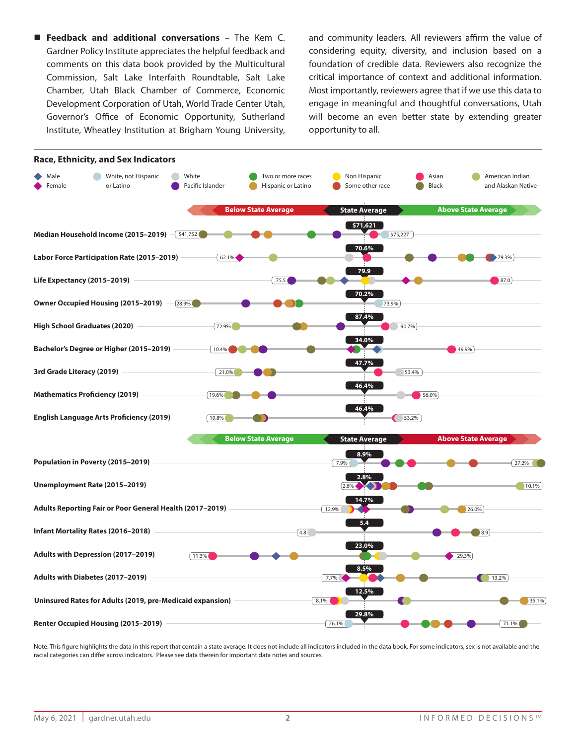- **Feedback and additional conversations** – The Kem C. Gardner Policy Institute appreciates the helpful feedback and comments on this data book provided by the Multicultural Commission, Salt Lake Interfaith Roundtable, Salt Lake Chamber, Utah Black Chamber of Commerce, Economic Development Corporation of Utah, World Trade Center Utah, Governor's Office of Economic Opportunity, Sutherland Institute, Wheatley Institution at Brigham Young University, and community leaders. All reviewers affirm the value of considering equity, diversity, and inclusion based on a foundation of credible data. Reviewers also recognize the critical importance of context and additional information. Most importantly, reviewers agree that if we use this data to engage in meaningful and thoughtful conversations, Utah will become an even better state by extending greater opportunity to all.

## Race, Ethnicity, and Sex Indicators

Male
Female
White, not Hispanic or Latino
White
Pacific Islander
Two or more races
Hispanic or Latino
Non Hispanic
Some other race
Asian
Black
American Indian and Alaskan Native

Below State Average | State Average | Above State Average

Median Household Income (2015–2019): $41,752 · $71,621 · $75,227
Labor Force Participation Rate (2015–2019): 62.1% · 70.6% · 79.3%
Life Expectancy (2015–2019): 75.5 · 79.9 · 87.0
Owner Occupied Housing (2015–2019): 28.9% · 70.2% · 73.9%
High School Graduates (2020): 72.9% · 87.4% · 90.7%
Bachelor's Degree or Higher (2015–2019): 10.4% · 34.0% · 49.9%
3rd Grade Literacy (2019): 21.0% · 47.7% · 53.4%
Mathematics Proficiency (2019): 19.6% · 46.4% · 56.0%
English Language Arts Proficiency (2019): 19.8% · 46.4% · 53.2%

Below State Average | State Average | Above State Average

Population in Poverty (2015–2019): 7.9% · 8.9% · 27.2%
Unemployment Rate (2015–2019): 2.6% · 2.8% · 10.1%
Adults Reporting Fair or Poor General Health (2017–2019): 12.9% · 14.7% · 26.0%
Infant Mortality Rates (2016–2018): 4.8 · 5.4 · 8.9
Adults with Depression (2017–2019): 11.3% · 23.0% · 29.3%
Adults with Diabetes (2017–2019): 7.7% · 8.5% · 13.2%
Uninsured Rates for Adults (2019, pre-Medicaid expansion): 8.1% · 12.5% · 35.1%
Renter Occupied Housing (2015–2019): 26.1% · 29.8% · 71.1%

Note: This figure highlights the data in this report that contain a state average. It does not include all indicators included in the data book. For some indicators, sex is not available and the racial categories can differ across indicators. Please see data therein for important data notes and sources.